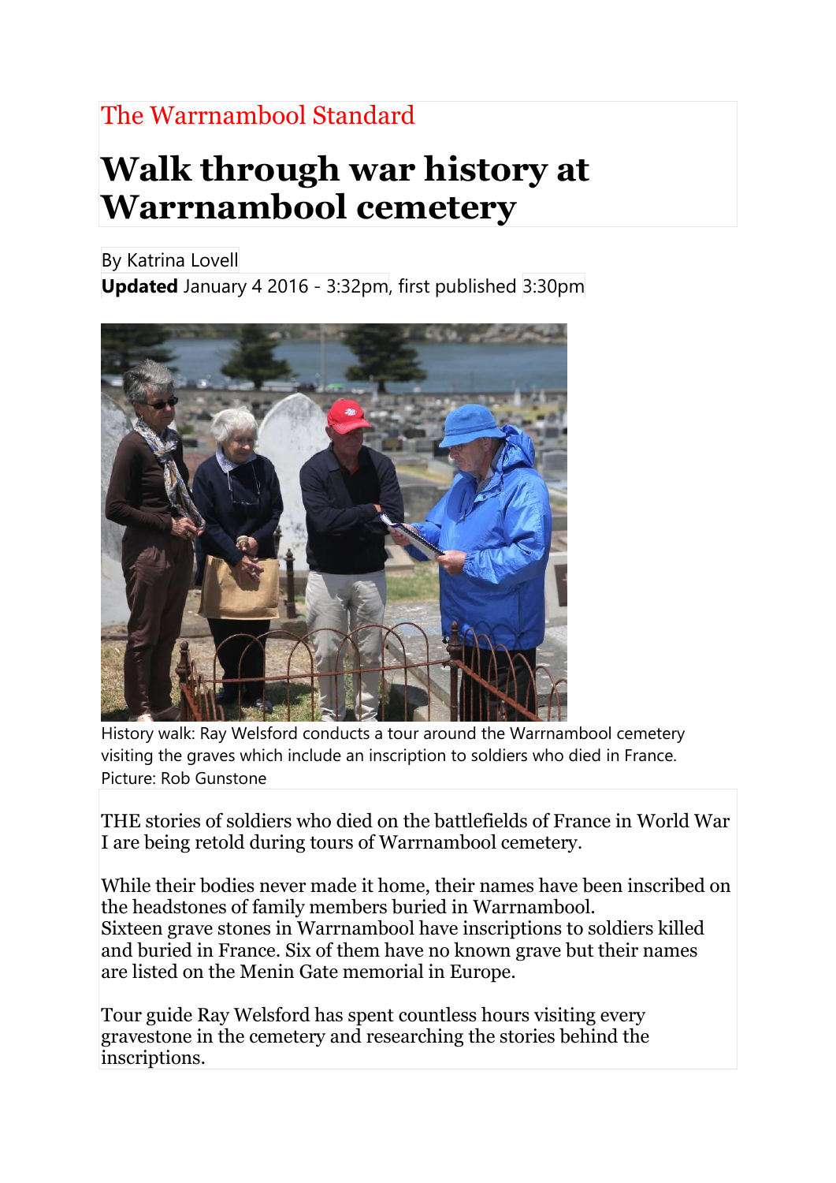The Warrnambool Standard

# Walk through war history at Warrnambool cemetery

By Katrina Lovell

**Updated** January 4 2016 - 3:32pm, first published 3:30pm

History walk: Ray Welsford conducts a tour around the Warrnambool cemetery visiting the graves which include an inscription to soldiers who died in France. Picture: Rob Gunstone

THE stories of soldiers who died on the battlefields of France in World War I are being retold during tours of Warrnambool cemetery.

While their bodies never made it home, their names have been inscribed on the headstones of family members buried in Warrnambool.
Sixteen grave stones in Warrnambool have inscriptions to soldiers killed and buried in France. Six of them have no known grave but their names are listed on the Menin Gate memorial in Europe.

Tour guide Ray Welsford has spent countless hours visiting every gravestone in the cemetery and researching the stories behind the inscriptions.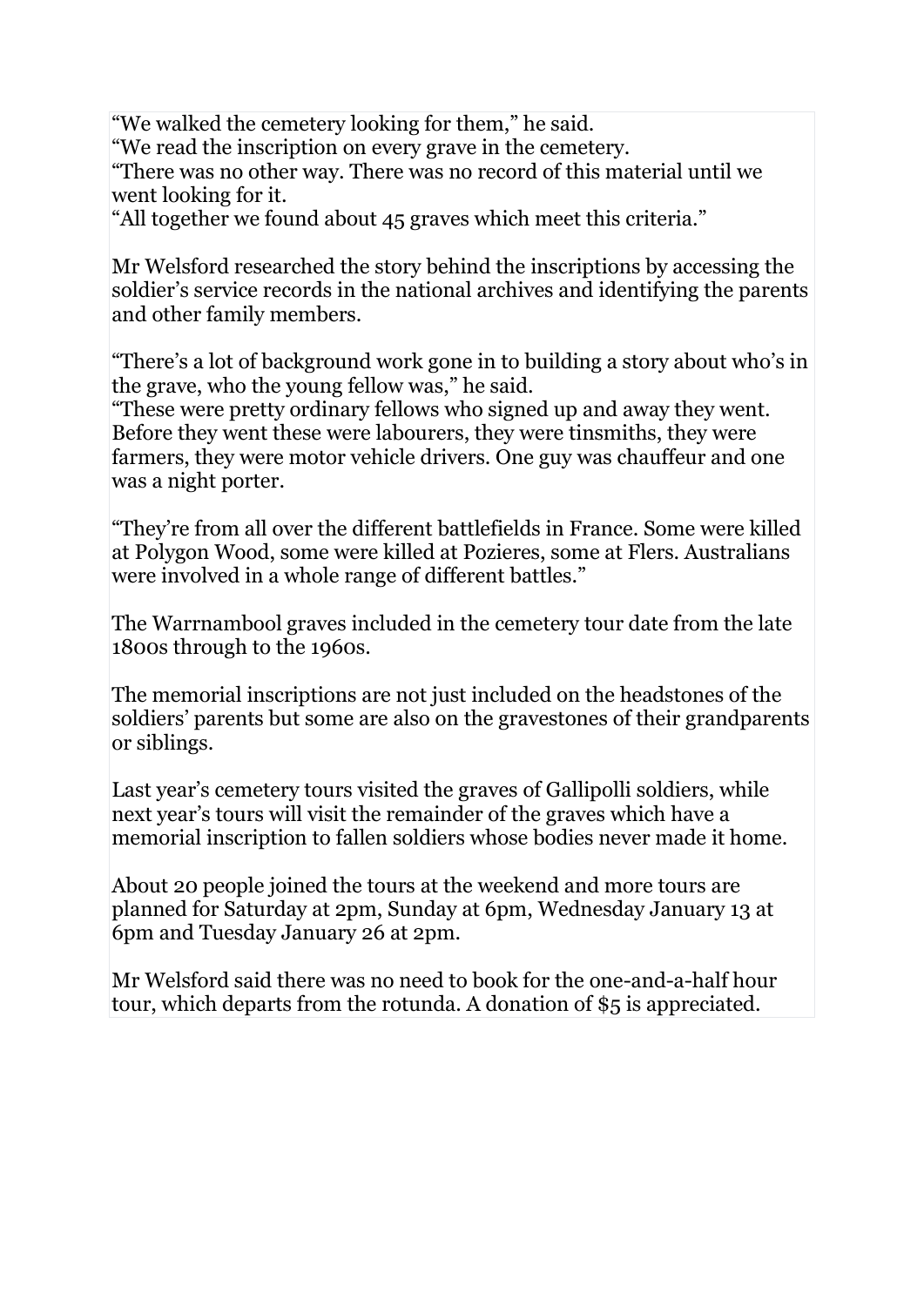"We walked the cemetery looking for them," he said.
"We read the inscription on every grave in the cemetery.
"There was no other way. There was no record of this material until we went looking for it.
"All together we found about 45 graves which meet this criteria."

Mr Welsford researched the story behind the inscriptions by accessing the soldier's service records in the national archives and identifying the parents and other family members.

"There's a lot of background work gone in to building a story about who's in the grave, who the young fellow was," he said.
"These were pretty ordinary fellows who signed up and away they went. Before they went these were labourers, they were tinsmiths, they were farmers, they were motor vehicle drivers. One guy was chauffeur and one was a night porter.

"They're from all over the different battlefields in France. Some were killed at Polygon Wood, some were killed at Pozieres, some at Flers. Australians were involved in a whole range of different battles."

The Warrnambool graves included in the cemetery tour date from the late 1800s through to the 1960s.

The memorial inscriptions are not just included on the headstones of the soldiers' parents but some are also on the gravestones of their grandparents or siblings.

Last year's cemetery tours visited the graves of Gallipolli soldiers, while next year's tours will visit the remainder of the graves which have a memorial inscription to fallen soldiers whose bodies never made it home.

About 20 people joined the tours at the weekend and more tours are planned for Saturday at 2pm, Sunday at 6pm, Wednesday January 13 at 6pm and Tuesday January 26 at 2pm.

Mr Welsford said there was no need to book for the one-and-a-half hour tour, which departs from the rotunda. A donation of $5 is appreciated.